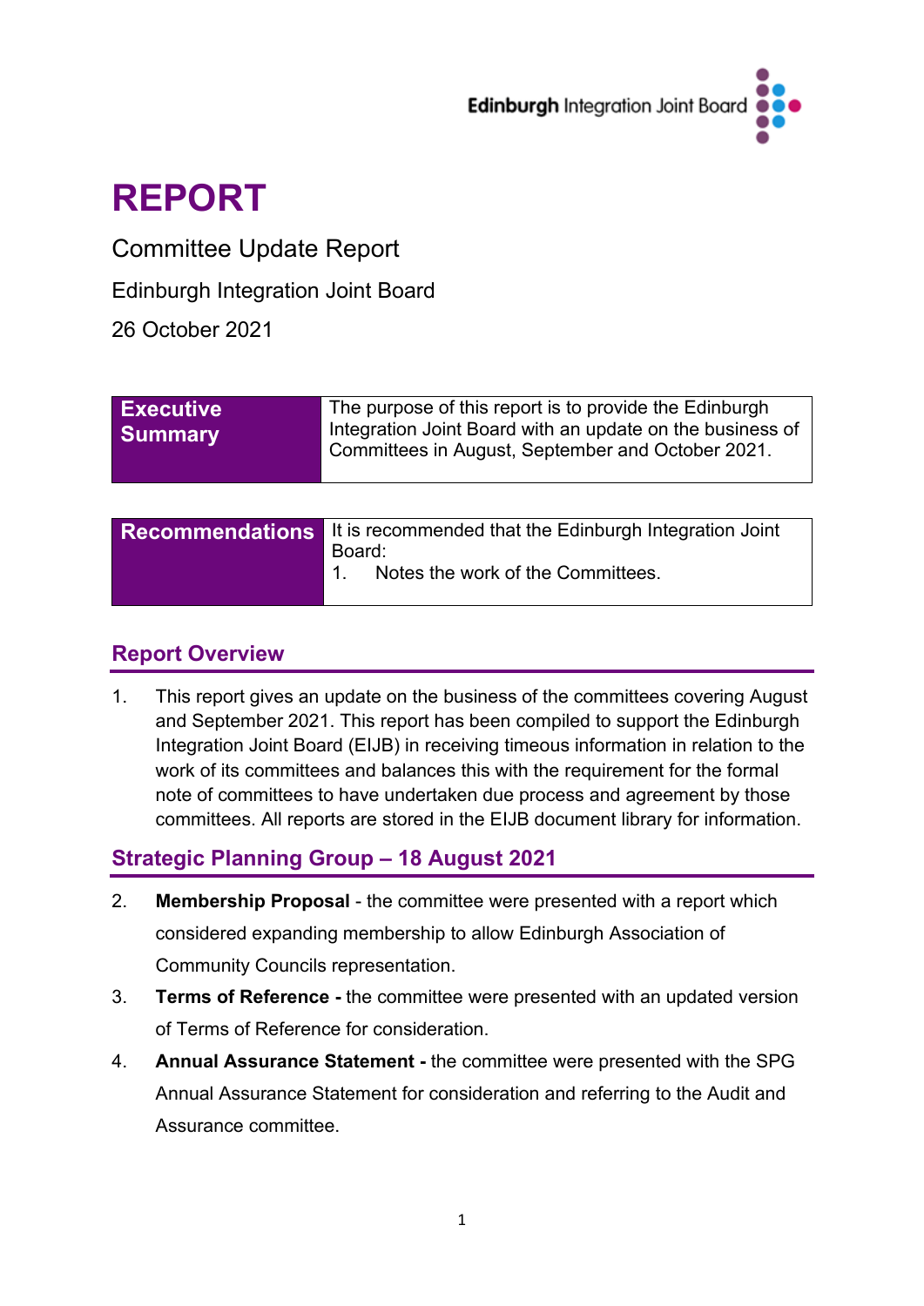Edinburgh Integration Joint Board

# REPORT

Committee Update Report

Edinburgh Integration Joint Board

26 October 2021

| **Executive Summary** | The purpose of this report is to provide the Edinburgh Integration Joint Board with an update on the business of Committees in August, September and October 2021. |
|---|---|

| **Recommendations** | It is recommended that the Edinburgh Integration Joint Board:<br>1. Notes the work of the Committees. |
|---|---|

## Report Overview

1. This report gives an update on the business of the committees covering August and September 2021. This report has been compiled to support the Edinburgh Integration Joint Board (EIJB) in receiving timeous information in relation to the work of its committees and balances this with the requirement for the formal note of committees to have undertaken due process and agreement by those committees. All reports are stored in the EIJB document library for information.

## Strategic Planning Group – 18 August 2021

2. **Membership Proposal** - the committee were presented with a report which considered expanding membership to allow Edinburgh Association of Community Councils representation.
3. **Terms of Reference -** the committee were presented with an updated version of Terms of Reference for consideration.
4. **Annual Assurance Statement -** the committee were presented with the SPG Annual Assurance Statement for consideration and referring to the Audit and Assurance committee.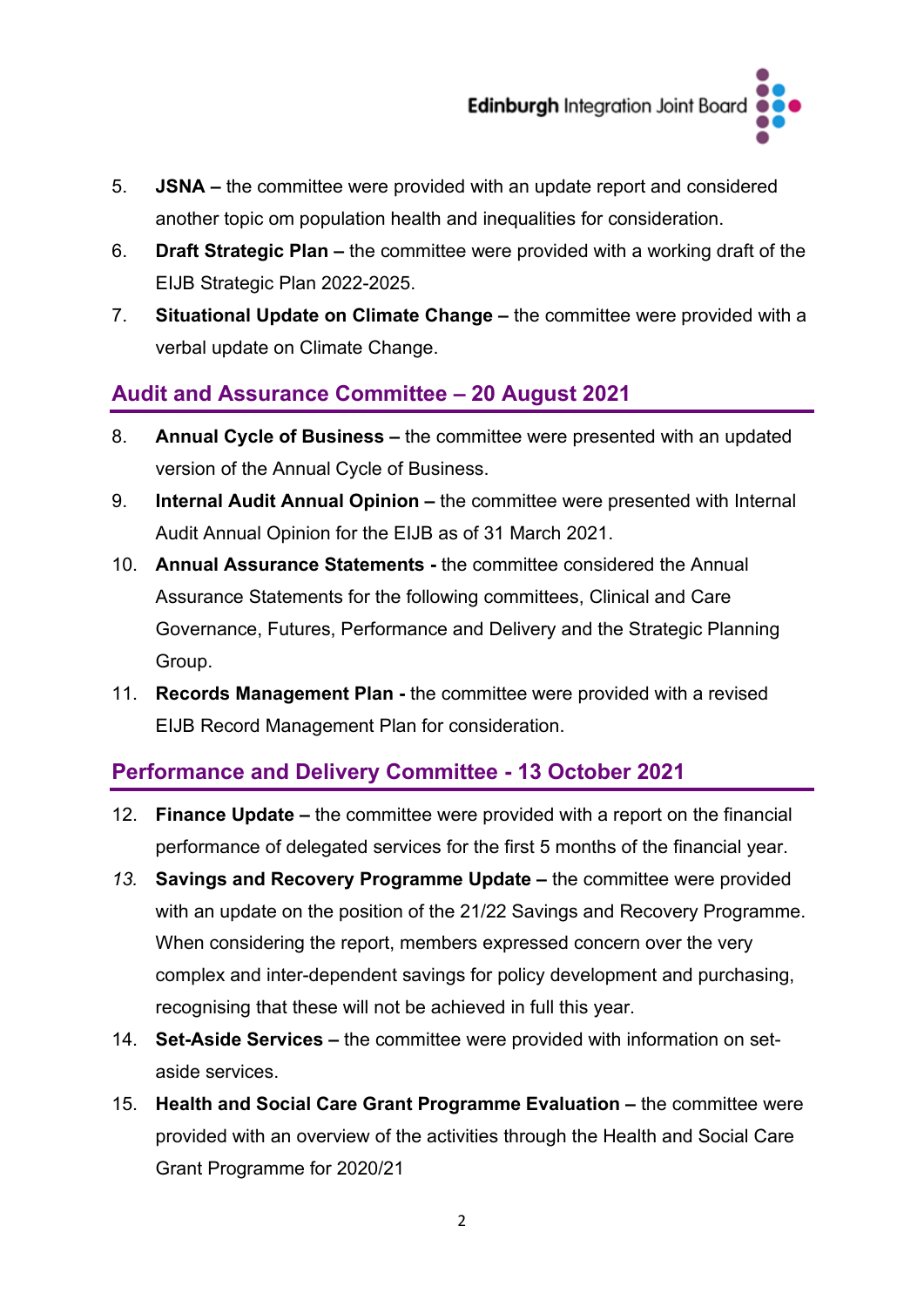5. **JSNA –** the committee were provided with an update report and considered another topic om population health and inequalities for consideration.
6. **Draft Strategic Plan –** the committee were provided with a working draft of the EIJB Strategic Plan 2022-2025.
7. **Situational Update on Climate Change –** the committee were provided with a verbal update on Climate Change.

## Audit and Assurance Committee – 20 August 2021

8. **Annual Cycle of Business –** the committee were presented with an updated version of the Annual Cycle of Business.
9. **Internal Audit Annual Opinion –** the committee were presented with Internal Audit Annual Opinion for the EIJB as of 31 March 2021.
10. **Annual Assurance Statements -** the committee considered the Annual Assurance Statements for the following committees, Clinical and Care Governance, Futures, Performance and Delivery and the Strategic Planning Group.
11. **Records Management Plan -** the committee were provided with a revised EIJB Record Management Plan for consideration.

## Performance and Delivery Committee - 13 October 2021

12. **Finance Update –** the committee were provided with a report on the financial performance of delegated services for the first 5 months of the financial year.
13. **Savings and Recovery Programme Update –** the committee were provided with an update on the position of the 21/22 Savings and Recovery Programme. When considering the report, members expressed concern over the very complex and inter-dependent savings for policy development and purchasing, recognising that these will not be achieved in full this year.
14. **Set-Aside Services –** the committee were provided with information on set-aside services.
15. **Health and Social Care Grant Programme Evaluation –** the committee were provided with an overview of the activities through the Health and Social Care Grant Programme for 2020/21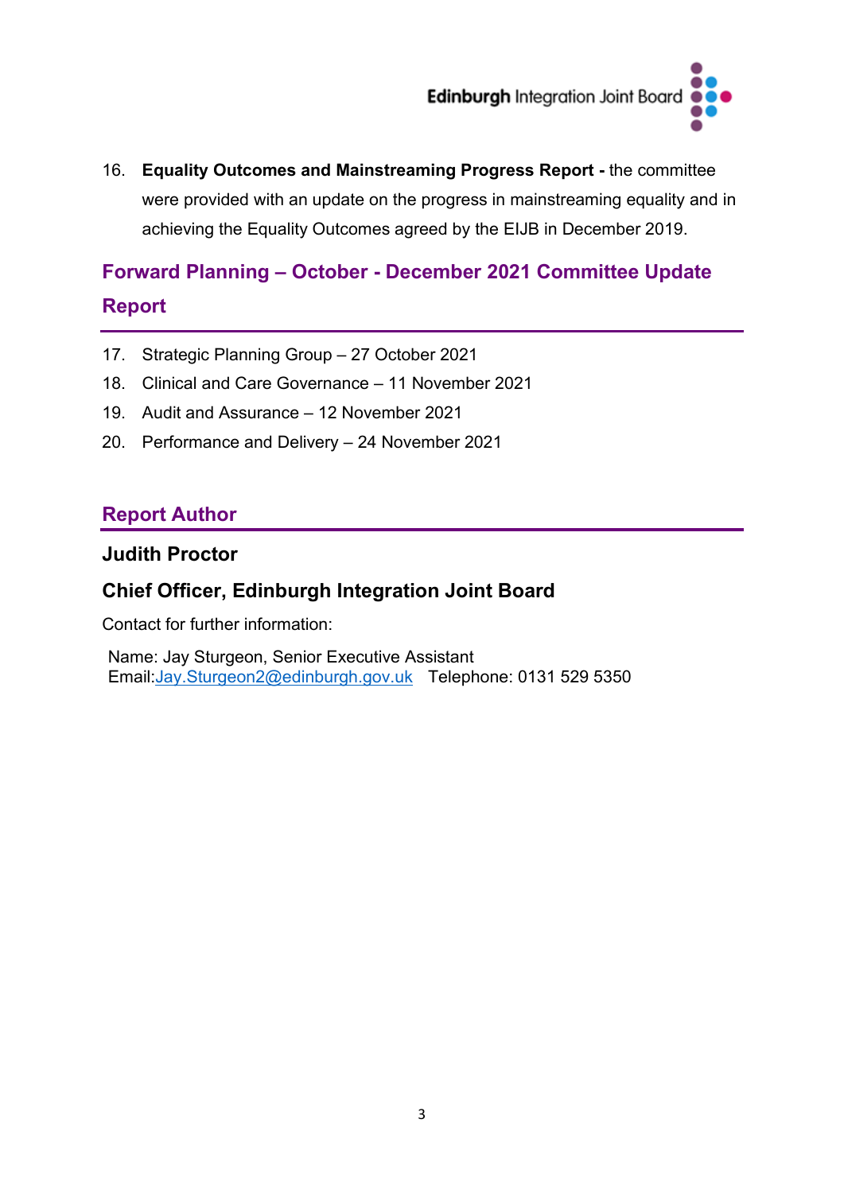16. **Equality Outcomes and Mainstreaming Progress Report -** the committee were provided with an update on the progress in mainstreaming equality and in achieving the Equality Outcomes agreed by the EIJB in December 2019.

## Forward Planning – October - December 2021 Committee Update Report

17. Strategic Planning Group – 27 October 2021
18. Clinical and Care Governance – 11 November 2021
19. Audit and Assurance – 12 November 2021
20. Performance and Delivery – 24 November 2021

## Report Author

### Judith Proctor

### Chief Officer, Edinburgh Integration Joint Board

Contact for further information:

Name: Jay Sturgeon, Senior Executive Assistant
Email: Jay.Sturgeon2@edinburgh.gov.uk Telephone: 0131 529 5350